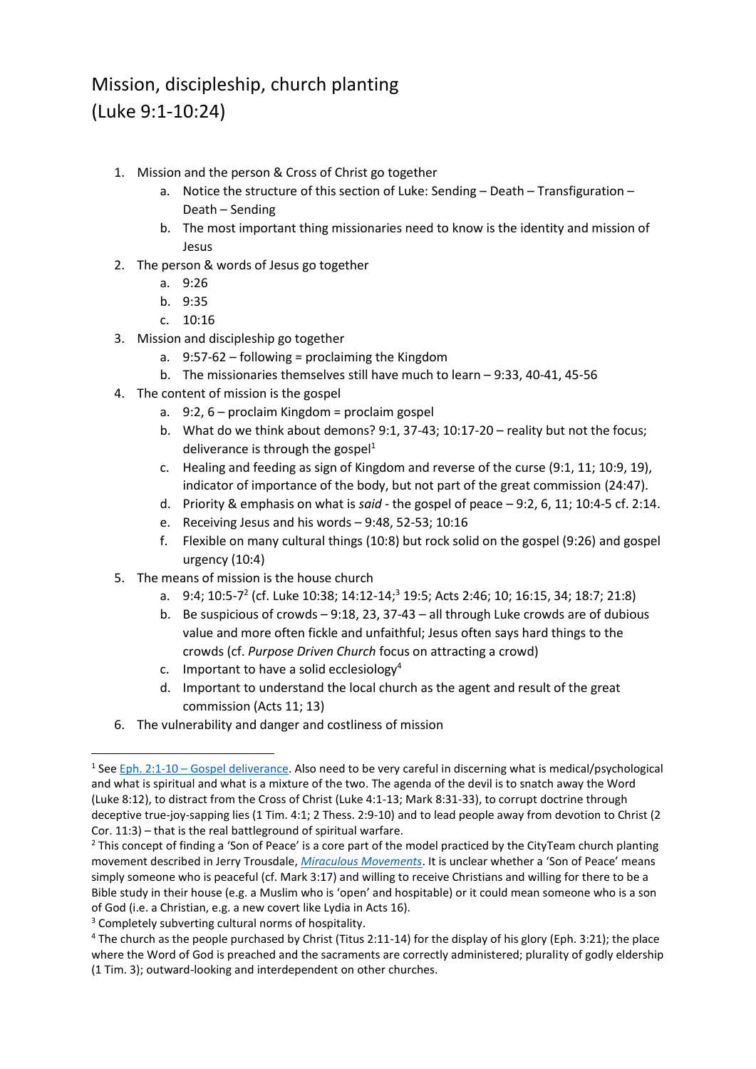# Mission, discipleship, church planting
# (Luke 9:1-10:24)

1. Mission and the person & Cross of Christ go together
   a. Notice the structure of this section of Luke: Sending – Death – Transfiguration – Death – Sending
   b. The most important thing missionaries need to know is the identity and mission of Jesus
2. The person & words of Jesus go together
   a. 9:26
   b. 9:35
   c. 10:16
3. Mission and discipleship go together
   a. 9:57-62 – following = proclaiming the Kingdom
   b. The missionaries themselves still have much to learn – 9:33, 40-41, 45-56
4. The content of mission is the gospel
   a. 9:2, 6 – proclaim Kingdom = proclaim gospel
   b. What do we think about demons? 9:1, 37-43; 10:17-20 – reality but not the focus; deliverance is through the gospel[1]
   c. Healing and feeding as sign of Kingdom and reverse of the curse (9:1, 11; 10:9, 19), indicator of importance of the body, but not part of the great commission (24:47).
   d. Priority & emphasis on what is *said* - the gospel of peace – 9:2, 6, 11; 10:4-5 cf. 2:14.
   e. Receiving Jesus and his words – 9:48, 52-53; 10:16
   f. Flexible on many cultural things (10:8) but rock solid on the gospel (9:26) and gospel urgency (10:4)
5. The means of mission is the house church
   a. 9:4; 10:5-7[2] (cf. Luke 10:38; 14:12-14;[3] 19:5; Acts 2:46; 10; 16:15, 34; 18:7; 21:8)
   b. Be suspicious of crowds – 9:18, 23, 37-43 – all through Luke crowds are of dubious value and more often fickle and unfaithful; Jesus often says hard things to the crowds (cf. *Purpose Driven Church* focus on attracting a crowd)
   c. Important to have a solid ecclesiology[4]
   d. Important to understand the local church as the agent and result of the great commission (Acts 11; 13)
6. The vulnerability and danger and costliness of mission

---

[1] See [Eph. 2:1-10 – Gospel deliverance](). Also need to be very careful in discerning what is medical/psychological and what is spiritual and what is a mixture of the two. The agenda of the devil is to snatch away the Word (Luke 8:12), to distract from the Cross of Christ (Luke 4:1-13; Mark 8:31-33), to corrupt doctrine through deceptive true-joy-sapping lies (1 Tim. 4:1; 2 Thess. 2:9-10) and to lead people away from devotion to Christ (2 Cor. 11:3) – that is the real battleground of spiritual warfare.

[2] This concept of finding a 'Son of Peace' is a core part of the model practiced by the CityTeam church planting movement described in Jerry Trousdale, *[Miraculous Movements]()*. It is unclear whether a 'Son of Peace' means simply someone who is peaceful (cf. Mark 3:17) and willing to receive Christians and willing for there to be a Bible study in their house (e.g. a Muslim who is 'open' and hospitable) or it could mean someone who is a son of God (i.e. a Christian, e.g. a new covert like Lydia in Acts 16).

[3] Completely subverting cultural norms of hospitality.

[4] The church as the people purchased by Christ (Titus 2:11-14) for the display of his glory (Eph. 3:21); the place where the Word of God is preached and the sacraments are correctly administered; plurality of godly eldership (1 Tim. 3); outward-looking and interdependent on other churches.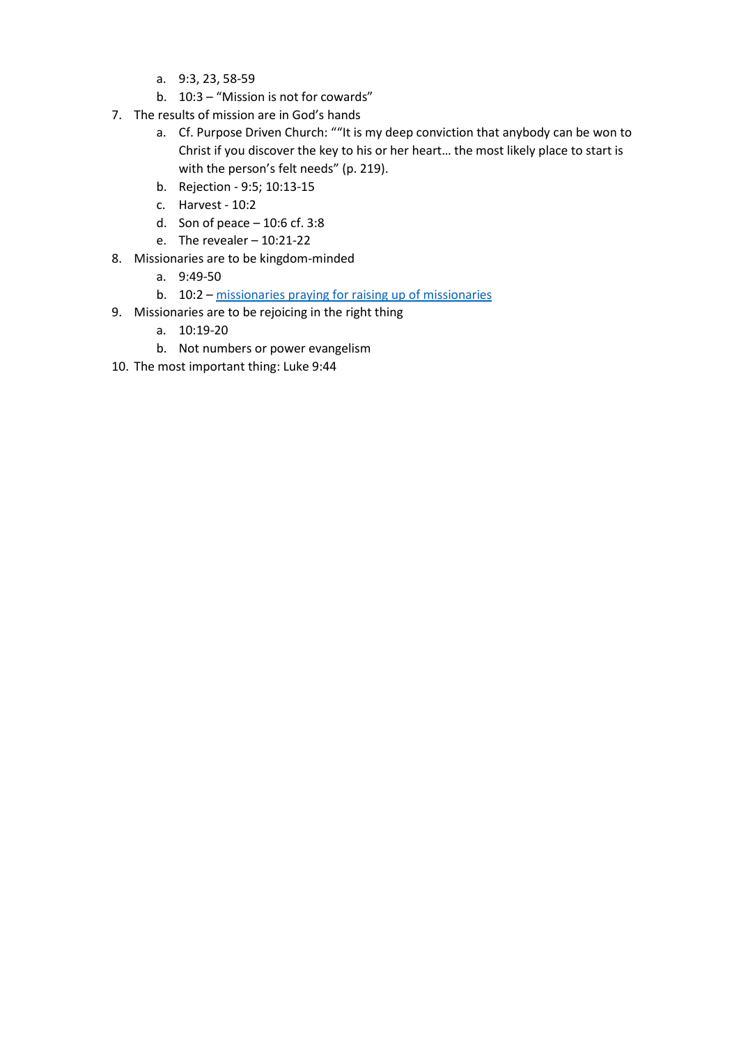a. 9:3, 23, 58-59
    b. 10:3 – "Mission is not for cowards"

7. The results of mission are in God's hands
    a. Cf. Purpose Driven Church: ""It is my deep conviction that anybody can be won to Christ if you discover the key to his or her heart… the most likely place to start is with the person's felt needs" (p. 219).
    b. Rejection - 9:5; 10:13-15
    c. Harvest - 10:2
    d. Son of peace – 10:6 cf. 3:8
    e. The revealer – 10:21-22
8. Missionaries are to be kingdom-minded
    a. 9:49-50
    b. 10:2 – missionaries praying for raising up of missionaries
9. Missionaries are to be rejoicing in the right thing
    a. 10:19-20
    b. Not numbers or power evangelism
10. The most important thing: Luke 9:44